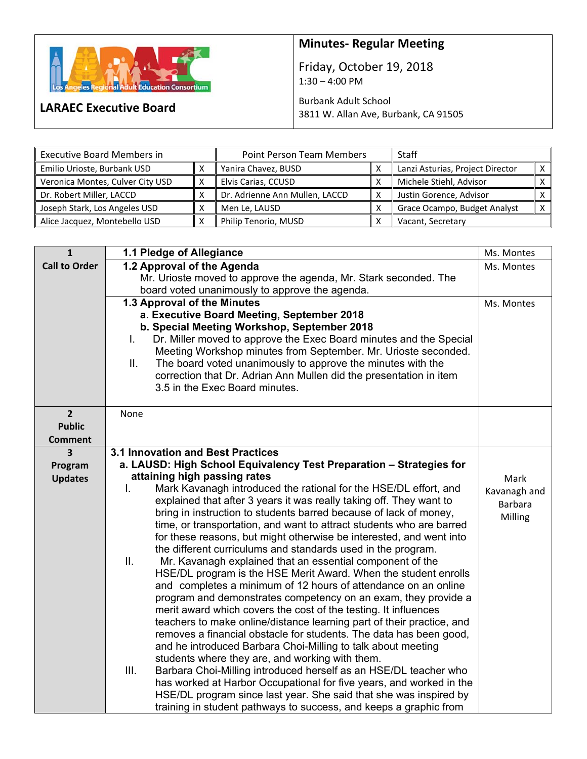**LARAEC Executive Board**

## Minutes- Regular Meeting

Friday, October 19, 2018
1:30 – 4:00 PM

Burbank Adult School
3811 W. Allan Ave, Burbank, CA 91505

| Executive Board Members in | | Point Person Team Members | | Staff | |
|---|---|---|---|---|---|
| Emilio Urioste, Burbank USD | X | Yanira Chavez, BUSD | X | Lanzi Asturias, Project Director | X |
| Veronica Montes, Culver City USD | X | Elvis Carias, CCUSD | X | Michele Stiehl, Advisor | X |
| Dr. Robert Miller, LACCD | X | Dr. Adrienne Ann Mullen, LACCD | X | Justin Gorence, Advisor | X |
| Joseph Stark, Los Angeles USD | X | Men Le, LAUSD | X | Grace Ocampo, Budget Analyst | X |
| Alice Jacquez, Montebello USD | X | Philip Tenorio, MUSD | X | Vacant, Secretary | |

| | | |
|---|---|---|
| **1 Call to Order** | **1.1 Pledge of Allegiance** | Ms. Montes |
| | **1.2 Approval of the Agenda**<br>Mr. Urioste moved to approve the agenda, Mr. Stark seconded. The board voted unanimously to approve the agenda. | Ms. Montes |
| | **1.3 Approval of the Minutes**<br>**a. Executive Board Meeting, September 2018**<br>**b. Special Meeting Workshop, September 2018**<br>I. Dr. Miller moved to approve the Exec Board minutes and the Special Meeting Workshop minutes from September. Mr. Urioste seconded.<br>II. The board voted unanimously to approve the minutes with the correction that Dr. Adrian Ann Mullen did the presentation in item 3.5 in the Exec Board minutes. | Ms. Montes |
| **2 Public Comment** | None | |
| **3 Program Updates** | **3.1 Innovation and Best Practices**<br>**a. LAUSD: High School Equivalency Test Preparation – Strategies for attaining high passing rates**<br>I. Mark Kavanagh introduced the rational for the HSE/DL effort, and explained that after 3 years it was really taking off. They want to bring in instruction to students barred because of lack of money, time, or transportation, and want to attract students who are barred for these reasons, but might otherwise be interested, and went into the different curriculums and standards used in the program.<br>II. Mr. Kavanagh explained that an essential component of the HSE/DL program is the HSE Merit Award. When the student enrolls and completes a minimum of 12 hours of attendance on an online program and demonstrates competency on an exam, they provide a merit award which covers the cost of the testing. It influences teachers to make online/distance learning part of their practice, and removes a financial obstacle for students. The data has been good, and he introduced Barbara Choi-Milling to talk about meeting students where they are, and working with them.<br>III. Barbara Choi-Milling introduced herself as an HSE/DL teacher who has worked at Harbor Occupational for five years, and worked in the HSE/DL program since last year. She said that she was inspired by training in student pathways to success, and keeps a graphic from | Mark Kavanagh and Barbara Milling |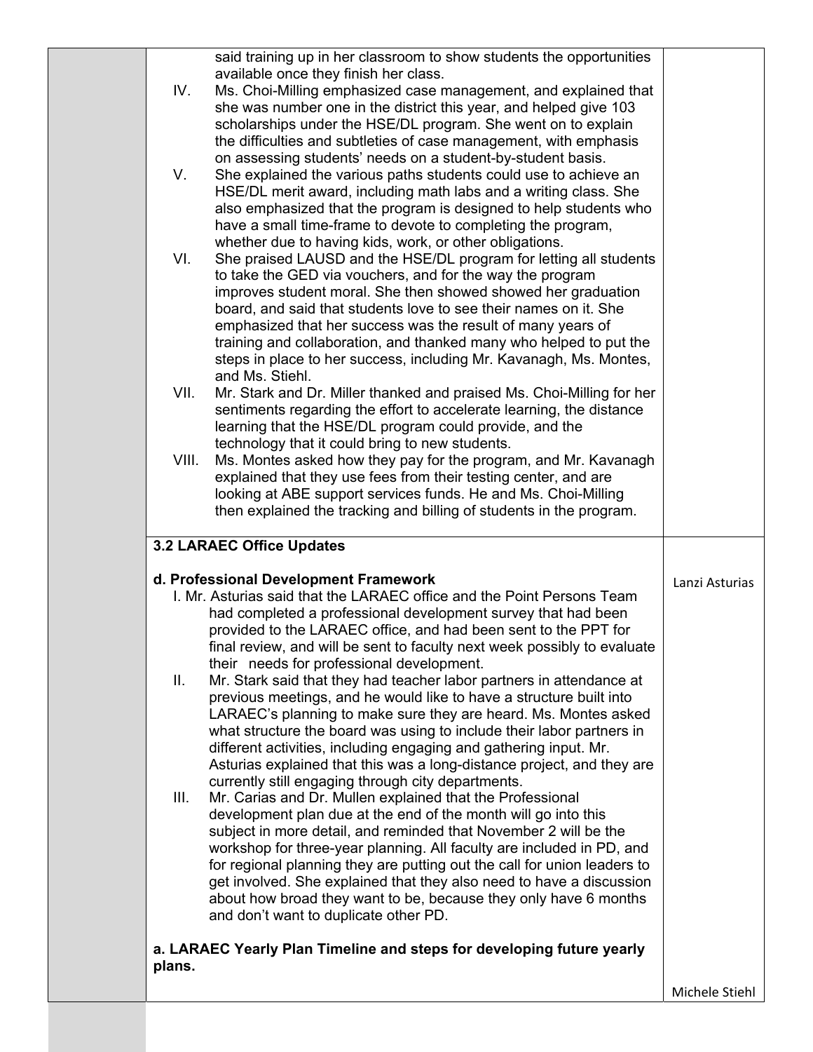| | | |
|---|---|---|
| | said training up in her classroom to show students the opportunities available once they finish her class.<br>IV. Ms. Choi-Milling emphasized case management, and explained that she was number one in the district this year, and helped give 103 scholarships under the HSE/DL program. She went on to explain the difficulties and subtleties of case management, with emphasis on assessing students' needs on a student-by-student basis.<br>V. She explained the various paths students could use to achieve an HSE/DL merit award, including math labs and a writing class. She also emphasized that the program is designed to help students who have a small time-frame to devote to completing the program, whether due to having kids, work, or other obligations.<br>VI. She praised LAUSD and the HSE/DL program for letting all students to take the GED via vouchers, and for the way the program improves student moral. She then showed showed her graduation board, and said that students love to see their names on it. She emphasized that her success was the result of many years of training and collaboration, and thanked many who helped to put the steps in place to her success, including Mr. Kavanagh, Ms. Montes, and Ms. Stiehl.<br>VII. Mr. Stark and Dr. Miller thanked and praised Ms. Choi-Milling for her sentiments regarding the effort to accelerate learning, the distance learning that the HSE/DL program could provide, and the technology that it could bring to new students.<br>VIII. Ms. Montes asked how they pay for the program, and Mr. Kavanagh explained that they use fees from their testing center, and are looking at ABE support services funds. He and Ms. Choi-Milling then explained the tracking and billing of students in the program. | |
| | **3.2 LARAEC Office Updates**<br><br>**d. Professional Development Framework**<br>I. Mr. Asturias said that the LARAEC office and the Point Persons Team had completed a professional development survey that had been provided to the LARAEC office, and had been sent to the PPT for final review, and will be sent to faculty next week possibly to evaluate their needs for professional development.<br>II. Mr. Stark said that they had teacher labor partners in attendance at previous meetings, and he would like to have a structure built into LARAEC's planning to make sure they are heard. Ms. Montes asked what structure the board was using to include their labor partners in different activities, including engaging and gathering input. Mr. Asturias explained that this was a long-distance project, and they are currently still engaging through city departments.<br>III. Mr. Carias and Dr. Mullen explained that the Professional development plan due at the end of the month will go into this subject in more detail, and reminded that November 2 will be the workshop for three-year planning. All faculty are included in PD, and for regional planning they are putting out the call for union leaders to get involved. She explained that they also need to have a discussion about how broad they want to be, because they only have 6 months and don't want to duplicate other PD.<br><br>**a. LARAEC Yearly Plan Timeline and steps for developing future yearly plans.** | Lanzi Asturias<br><br><br><br><br><br><br><br><br><br><br><br><br><br><br><br>Michele Stiehl |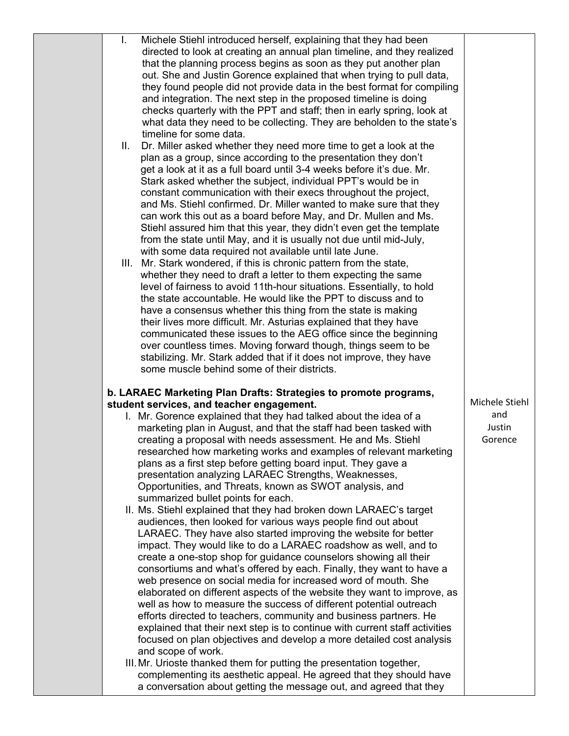| | | |
|---|---|---|
| | I. Michele Stiehl introduced herself, explaining that they had been directed to look at creating an annual plan timeline, and they realized that the planning process begins as soon as they put another plan out. She and Justin Gorence explained that when trying to pull data, they found people did not provide data in the best format for compiling and integration. The next step in the proposed timeline is doing checks quarterly with the PPT and staff; then in early spring, look at what data they need to be collecting. They are beholden to the state's timeline for some data.<br>II. Dr. Miller asked whether they need more time to get a look at the plan as a group, since according to the presentation they don't get a look at it as a full board until 3-4 weeks before it's due. Mr. Stark asked whether the subject, individual PPT's would be in constant communication with their execs throughout the project, and Ms. Stiehl confirmed. Dr. Miller wanted to make sure that they can work this out as a board before May, and Dr. Mullen and Ms. Stiehl assured him that this year, they didn't even get the template from the state until May, and it is usually not due until mid-July, with some data required not available until late June.<br>III. Mr. Stark wondered, if this is chronic pattern from the state, whether they need to draft a letter to them expecting the same level of fairness to avoid 11th-hour situations. Essentially, to hold the state accountable. He would like the PPT to discuss and to have a consensus whether this thing from the state is making their lives more difficult. Mr. Asturias explained that they have communicated these issues to the AEG office since the beginning over countless times. Moving forward though, things seem to be stabilizing. Mr. Stark added that if it does not improve, they have some muscle behind some of their districts.<br><br>**b. LARAEC Marketing Plan Drafts: Strategies to promote programs, student services, and teacher engagement.**<br>I. Mr. Gorence explained that they had talked about the idea of a marketing plan in August, and that the staff had been tasked with creating a proposal with needs assessment. He and Ms. Stiehl researched how marketing works and examples of relevant marketing plans as a first step before getting board input. They gave a presentation analyzing LARAEC Strengths, Weaknesses, Opportunities, and Threats, known as SWOT analysis, and summarized bullet points for each.<br>II. Ms. Stiehl explained that they had broken down LARAEC's target audiences, then looked for various ways people find out about LARAEC. They have also started improving the website for better impact. They would like to do a LARAEC roadshow as well, and to create a one-stop shop for guidance counselors showing all their consortiums and what's offered by each. Finally, they want to have a web presence on social media for increased word of mouth. She elaborated on different aspects of the website they want to improve, as well as how to measure the success of different potential outreach efforts directed to teachers, community and business partners. He explained that their next step is to continue with current staff activities focused on plan objectives and develop a more detailed cost analysis and scope of work.<br>III. Mr. Urioste thanked them for putting the presentation together, complementing its aesthetic appeal. He agreed that they should have a conversation about getting the message out, and agreed that they | Michele Stiehl and Justin Gorence |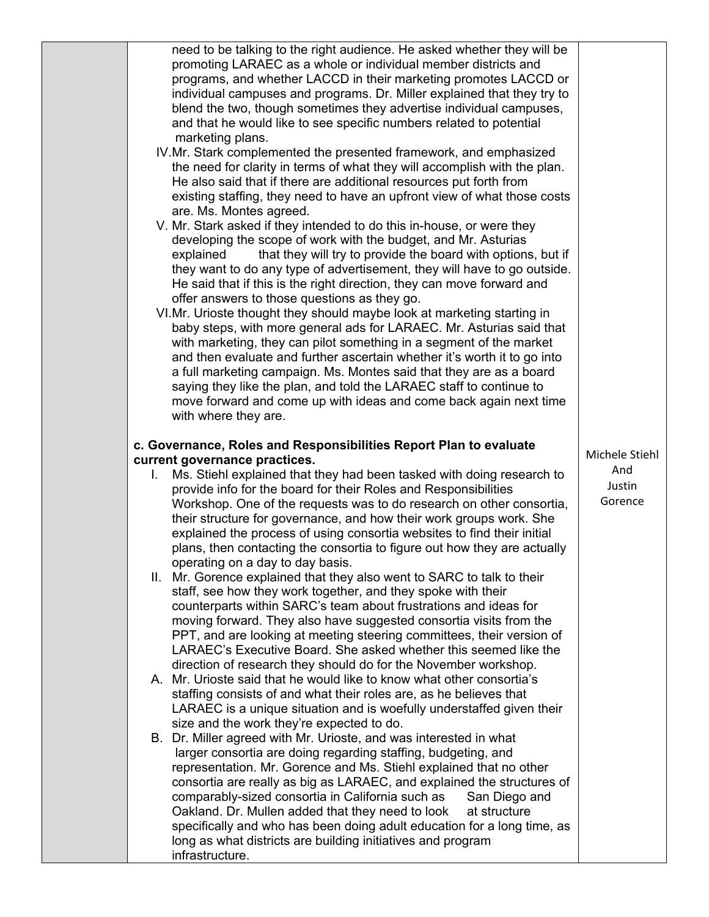| | | |
|---|---|---|
| | need to be talking to the right audience. He asked whether they will be promoting LARAEC as a whole or individual member districts and programs, and whether LACCD in their marketing promotes LACCD or individual campuses and programs. Dr. Miller explained that they try to blend the two, though sometimes they advertise individual campuses, and that he would like to see specific numbers related to potential marketing plans.<br>IV. Mr. Stark complemented the presented framework, and emphasized the need for clarity in terms of what they will accomplish with the plan. He also said that if there are additional resources put forth from existing staffing, they need to have an upfront view of what those costs are. Ms. Montes agreed.<br>V. Mr. Stark asked if they intended to do this in-house, or were they developing the scope of work with the budget, and Mr. Asturias explained that they will try to provide the board with options, but if they want to do any type of advertisement, they will have to go outside. He said that if this is the right direction, they can move forward and offer answers to those questions as they go.<br>VI. Mr. Urioste thought they should maybe look at marketing starting in baby steps, with more general ads for LARAEC. Mr. Asturias said that with marketing, they can pilot something in a segment of the market and then evaluate and further ascertain whether it's worth it to go into a full marketing campaign. Ms. Montes said that they are as a board saying they like the plan, and told the LARAEC staff to continue to move forward and come up with ideas and come back again next time with where they are. | |
| | **c. Governance, Roles and Responsibilities Report Plan to evaluate current governance practices.**<br>I. Ms. Stiehl explained that they had been tasked with doing research to provide info for the board for their Roles and Responsibilities Workshop. One of the requests was to do research on other consortia, their structure for governance, and how their work groups work. She explained the process of using consortia websites to find their initial plans, then contacting the consortia to figure out how they are actually operating on a day to day basis.<br>II. Mr. Gorence explained that they also went to SARC to talk to their staff, see how they work together, and they spoke with their counterparts within SARC's team about frustrations and ideas for moving forward. They also have suggested consortia visits from the PPT, and are looking at meeting steering committees, their version of LARAEC's Executive Board. She asked whether this seemed like the direction of research they should do for the November workshop.<br>A. Mr. Urioste said that he would like to know what other consortia's staffing consists of and what their roles are, as he believes that LARAEC is a unique situation and is woefully understaffed given their size and the work they're expected to do.<br>B. Dr. Miller agreed with Mr. Urioste, and was interested in what larger consortia are doing regarding staffing, budgeting, and representation. Mr. Gorence and Ms. Stiehl explained that no other consortia are really as big as LARAEC, and explained the structures of comparably-sized consortia in California such as San Diego and Oakland. Dr. Mullen added that they need to look at structure specifically and who has been doing adult education for a long time, as long as what districts are building initiatives and program infrastructure. | Michele Stiehl And Justin Gorence |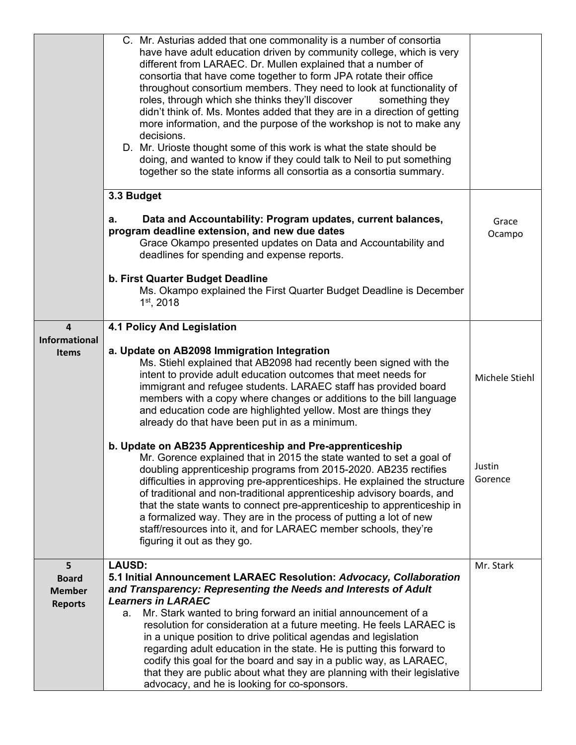| | | |
|---|---|---|
| | C. Mr. Asturias added that one commonality is a number of consortia have have adult education driven by community college, which is very different from LARAEC. Dr. Mullen explained that a number of consortia that have come together to form JPA rotate their office throughout consortium members. They need to look at functionality of roles, through which she thinks they'll discover something they didn't think of. Ms. Montes added that they are in a direction of getting more information, and the purpose of the workshop is not to make any decisions.<br>D. Mr. Urioste thought some of this work is what the state should be doing, and wanted to know if they could talk to Neil to put something together so the state informs all consortia as a consortia summary. | |
| | **3.3 Budget**<br><br>**a. Data and Accountability: Program updates, current balances, program deadline extension, and new due dates**<br>Grace Okampo presented updates on Data and Accountability and deadlines for spending and expense reports.<br><br>**b. First Quarter Budget Deadline**<br>Ms. Okampo explained the First Quarter Budget Deadline is December 1st, 2018 | Grace Ocampo |
| **4 Informational Items** | **4.1 Policy And Legislation**<br><br>**a. Update on AB2098 Immigration Integration**<br>Ms. Stiehl explained that AB2098 had recently been signed with the intent to provide adult education outcomes that meet needs for immigrant and refugee students. LARAEC staff has provided board members with a copy where changes or additions to the bill language and education code are highlighted yellow. Most are things they already do that have been put in as a minimum.<br><br>**b. Update on AB235 Apprenticeship and Pre-apprenticeship**<br>Mr. Gorence explained that in 2015 the state wanted to set a goal of doubling apprenticeship programs from 2015-2020. AB235 rectifies difficulties in approving pre-apprenticeships. He explained the structure of traditional and non-traditional apprenticeship advisory boards, and that the state wants to connect pre-apprenticeship to apprenticeship in a formalized way. They are in the process of putting a lot of new staff/resources into it, and for LARAEC member schools, they're figuring it out as they go. | Michele Stiehl<br><br>Justin Gorence |
| **5 Board Member Reports** | **LAUSD:**<br>**5.1 Initial Announcement LARAEC Resolution: *Advocacy, Collaboration and Transparency: Representing the Needs and Interests of Adult Learners in LARAEC***<br>a. Mr. Stark wanted to bring forward an initial announcement of a resolution for consideration at a future meeting. He feels LARAEC is in a unique position to drive political agendas and legislation regarding adult education in the state. He is putting this forward to codify this goal for the board and say in a public way, as LARAEC, that they are public about what they are planning with their legislative advocacy, and he is looking for co-sponsors. | Mr. Stark |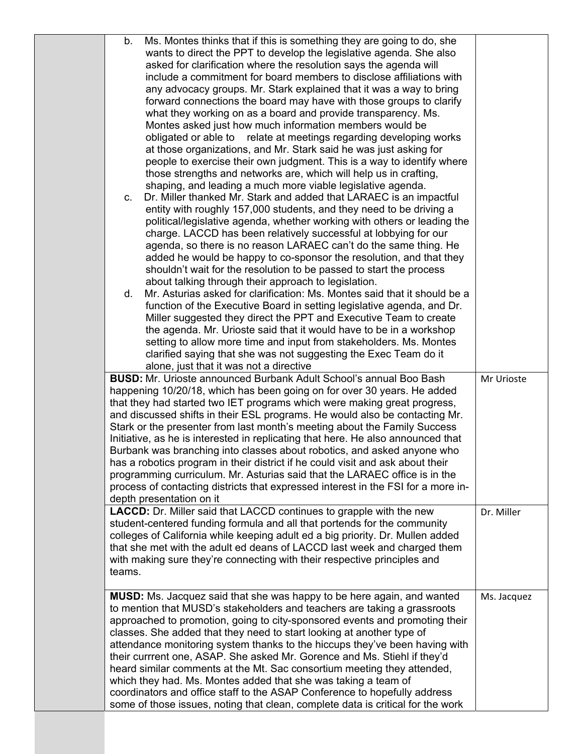| | | |
|---|---|---|
| | b. Ms. Montes thinks that if this is something they are going to do, she wants to direct the PPT to develop the legislative agenda. She also asked for clarification where the resolution says the agenda will include a commitment for board members to disclose affiliations with any advocacy groups. Mr. Stark explained that it was a way to bring forward connections the board may have with those groups to clarify what they working on as a board and provide transparency. Ms. Montes asked just how much information members would be obligated or able to relate at meetings regarding developing works at those organizations, and Mr. Stark said he was just asking for people to exercise their own judgment. This is a way to identify where those strengths and networks are, which will help us in crafting, shaping, and leading a much more viable legislative agenda.<br>c. Dr. Miller thanked Mr. Stark and added that LARAEC is an impactful entity with roughly 157,000 students, and they need to be driving a political/legislative agenda, whether working with others or leading the charge. LACCD has been relatively successful at lobbying for our agenda, so there is no reason LARAEC can't do the same thing. He added he would be happy to co-sponsor the resolution, and that they shouldn't wait for the resolution to be passed to start the process about talking through their approach to legislation.<br>d. Mr. Asturias asked for clarification: Ms. Montes said that it should be a function of the Executive Board in setting legislative agenda, and Dr. Miller suggested they direct the PPT and Executive Team to create the agenda. Mr. Urioste said that it would have to be in a workshop setting to allow more time and input from stakeholders. Ms. Montes clarified saying that she was not suggesting the Exec Team do it alone, just that it was not a directive | |
| | **BUSD:** Mr. Urioste announced Burbank Adult School's annual Boo Bash happening 10/20/18, which has been going on for over 30 years. He added that they had started two IET programs which were making great progress, and discussed shifts in their ESL programs. He would also be contacting Mr. Stark or the presenter from last month's meeting about the Family Success Initiative, as he is interested in replicating that here. He also announced that Burbank was branching into classes about robotics, and asked anyone who has a robotics program in their district if he could visit and ask about their programming curriculum. Mr. Asturias said that the LARAEC office is in the process of contacting districts that expressed interest in the FSI for a more in-depth presentation on it | Mr Urioste |
| | **LACCD:** Dr. Miller said that LACCD continues to grapple with the new student-centered funding formula and all that portends for the community colleges of California while keeping adult ed a big priority. Dr. Mullen added that she met with the adult ed deans of LACCD last week and charged them with making sure they're connecting with their respective principles and teams. | Dr. Miller |
| | **MUSD:** Ms. Jacquez said that she was happy to be here again, and wanted to mention that MUSD's stakeholders and teachers are taking a grassroots approached to promotion, going to city-sponsored events and promoting their classes. She added that they need to start looking at another type of attendance monitoring system thanks to the hiccups they've been having with their currrent one, ASAP. She asked Mr. Gorence and Ms. Stiehl if they'd heard similar comments at the Mt. Sac consortium meeting they attended, which they had. Ms. Montes added that she was taking a team of coordinators and office staff to the ASAP Conference to hopefully address some of those issues, noting that clean, complete data is critical for the work | Ms. Jacquez |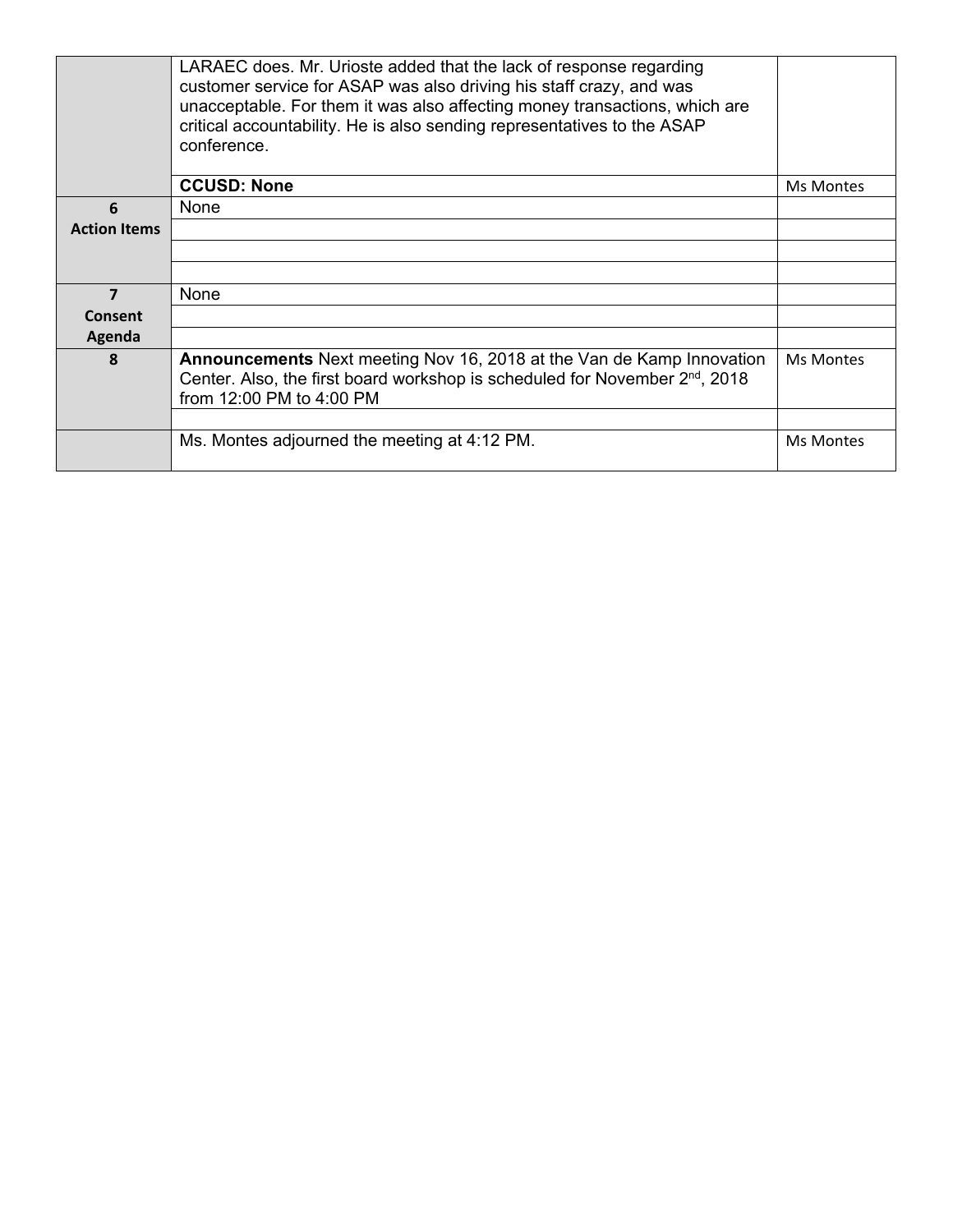| | | |
|---|---|---|
| | LARAEC does. Mr. Urioste added that the lack of response regarding customer service for ASAP was also driving his staff crazy, and was unacceptable. For them it was also affecting money transactions, which are critical accountability. He is also sending representatives to the ASAP conference. | |
| | **CCUSD: None** | Ms Montes |
| **6 Action Items** | None | |
| | | |
| | | |
| | | |
| **7 Consent Agenda** | None | |
| | | |
| | | |
| **8** | **Announcements** Next meeting Nov 16, 2018 at the Van de Kamp Innovation Center. Also, the first board workshop is scheduled for November 2nd, 2018 from 12:00 PM to 4:00 PM | Ms Montes |
| | | |
| | Ms. Montes adjourned the meeting at 4:12 PM. | Ms Montes |